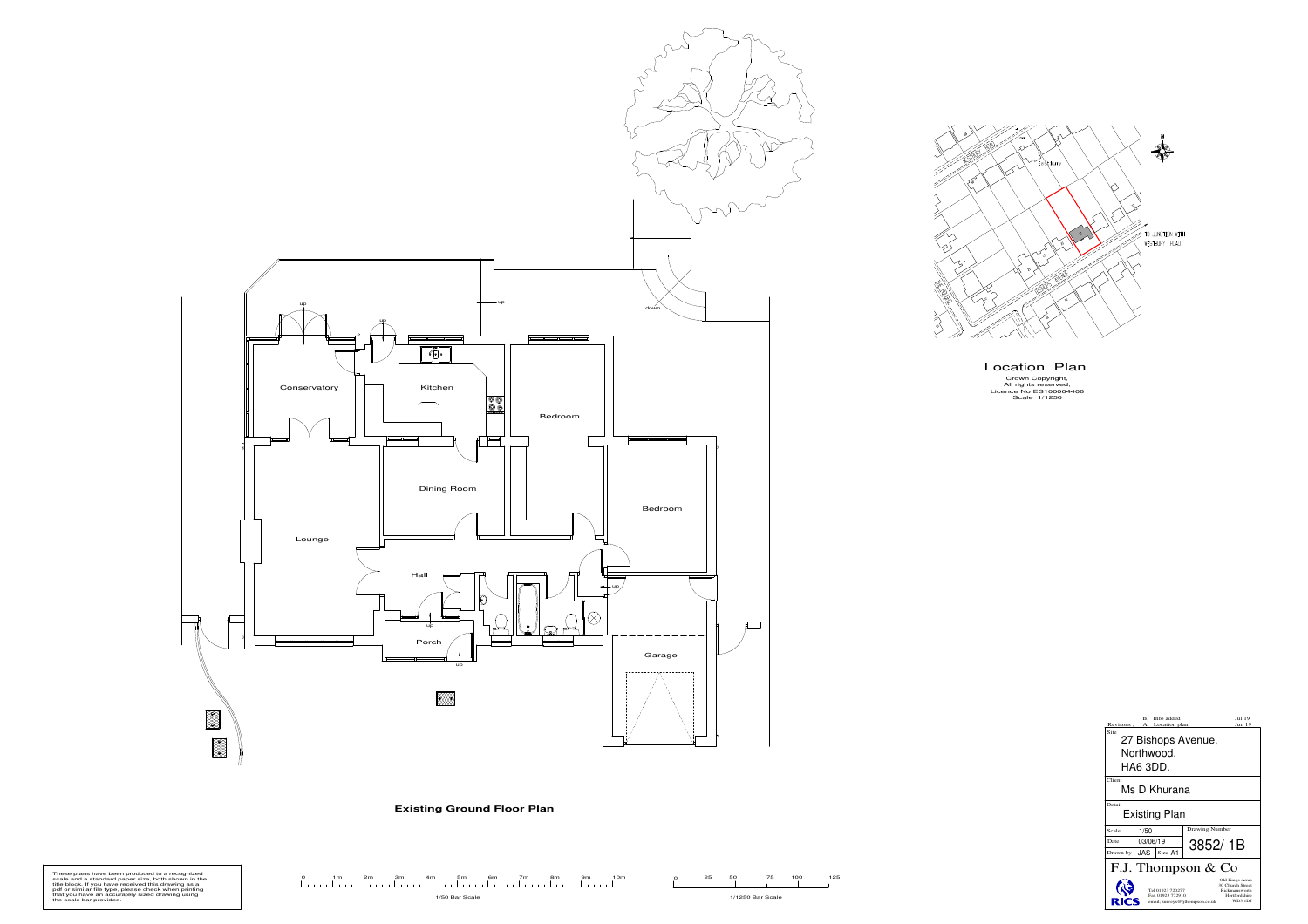Conservatory

Kitchen

Bedroom

Bedroom

Dining Room

Lounge

Hall

Porch

Garage

up

down

**Existing Ground Floor Plan**

## Location Plan

Crown Copyright,
All rights reserved,
Licence No ES100004406
Scale 1/1250

| Revisions | | |
|---|---|---|
| B. | Info added | Jul 19 |
| A. | Location plan | Jun 19 |

Site
27 Bishops Avenue,
Northwood,
HA6 3DD.

Client
Ms D Khurana

Detail
Existing Plan

| Scale | 1/50 | Drawing Number |
|---|---|---|
| Date | 03/06/19 | 3852/ 1B |
| Drawn by | JAS Size A1 | |

F.J. Thompson & Co

Tel 01923 720277
Fax 01923 772910
email: surveys@fjthompson.co.uk

Old Kings Arms
30 Church Street
Rickmansworth
Hertfordshire
WD3 1DJ

RICS

These plans have been produced to a recognized scale and a standard paper size, both shown in the title block. If you have received this drawing as a pdf or similar file type, please check when printing that you have an accurately sized drawing using the scale bar provided.

0 1m 2m 3m 4m 5m 6m 7m 8m 9m 10m
1/50 Bar Scale

0 25 50 75 100 125
1/1250 Bar Scale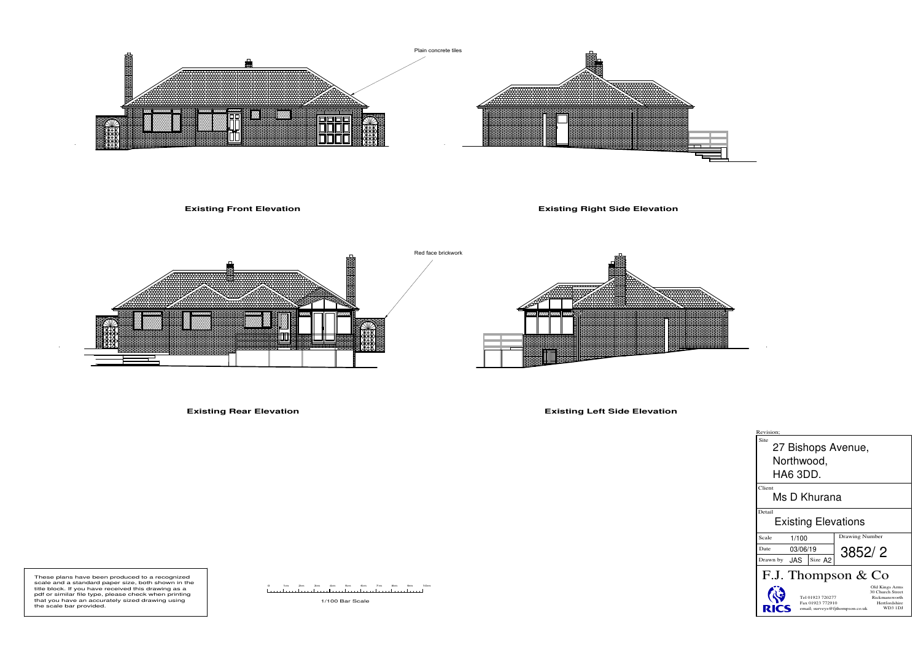Plain concrete tiles

**Existing Front Elevation**

**Existing Right Side Elevation**

Red face brickwork

**Existing Rear Elevation**

**Existing Left Side Elevation**

These plans have been produced to a recognized scale and a standard paper size, both shown in the title block. If you have received this drawing as a pdf or similar file type, please check when printing that you have an accurately sized drawing using the scale bar provided.

0 1m 2m 3m 4m 5m 6m 7m 8m 9m 10m

1/100 Bar Scale

Revision;

Site
27 Bishops Avenue,
Northwood,
HA6 3DD.

Client
Ms D Khurana

Detail
Existing Elevations

| | | | |
|---|---|---|---|
| Scale | 1/100 | | Drawing Number |
| Date | 03/06/19 | | 3852/ 2 |
| Drawn by | JAS | Size A2 | |

F.J. Thompson & Co

RICS

Tel 01923 720277
Fax 01923 772910
email; surveys@fjthompson.co.uk

Old Kings Arms
30 Church Street
Rickmansworth
Hertfordshire
WD3 1DJ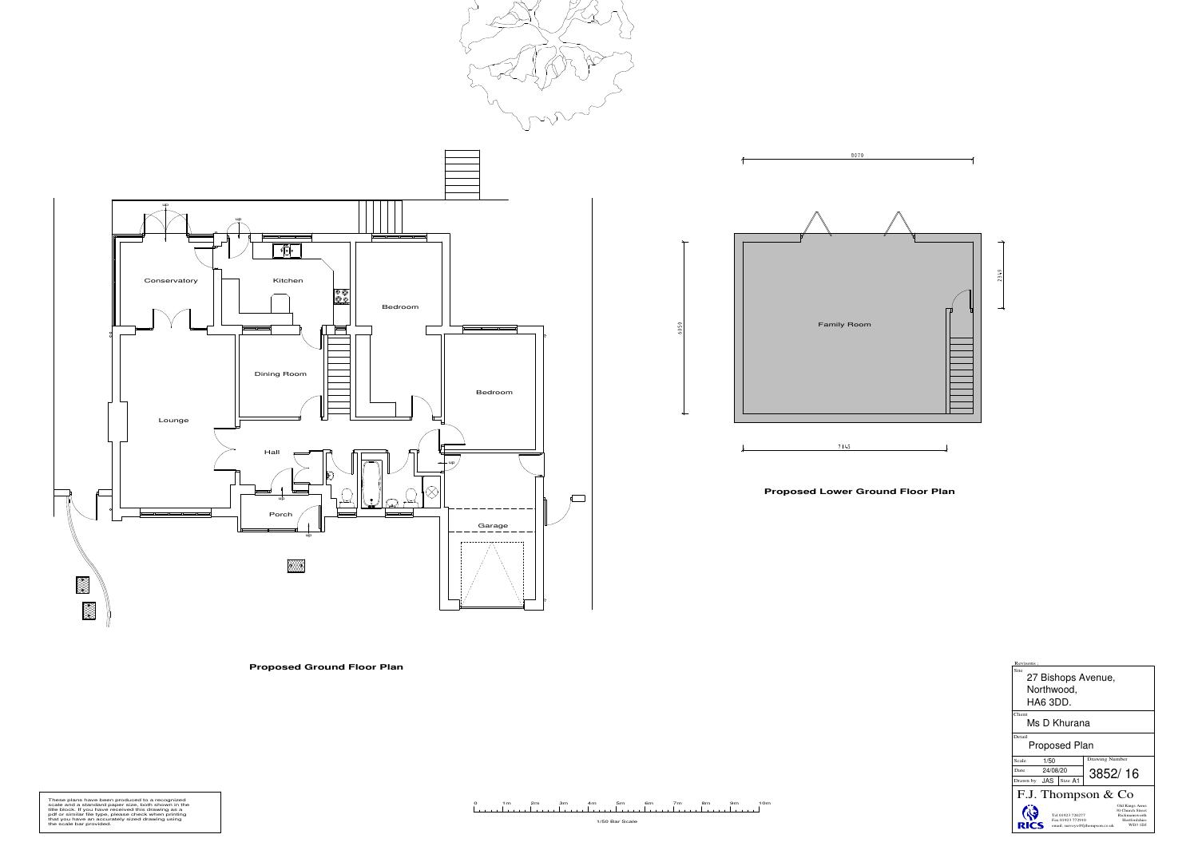Conservatory

Kitchen

Bedroom

Dining Room

Bedroom

Lounge

Hall

Porch

Garage

up

**Proposed Ground Floor Plan**

8070

2343

6959

Family Room

7145

**Proposed Lower Ground Floor Plan**

0 1m 2m 3m 4m 5m 6m 7m 8m 9m 10m

1/50 Bar Scale

These plans have been produced to a recognized scale and a standard paper size, both shown in the title block. If you have received this drawing as a pdf or similar file type, please check when printing that you have an accurately sized drawing using the scale bar provided.

Revisions :

| | |
|---|---|
| Site | 27 Bishops Avenue, Northwood, HA6 3DD. |
| Client | Ms D Khurana |
| Detail | Proposed Plan |
| Scale 1/50 | Drawing Number |
| Date 24/08/20 | 3852/ 16 |
| Drawn by JAS Size A1 | |

F.J. Thompson & Co

Tel 01923 720277
Fax 01923 772910
email: surveys@fjthompson.co.uk

Old Kings Arms
30 Church Street
Rickmansworth
Hertfordshire
WD3 1DJ

RICS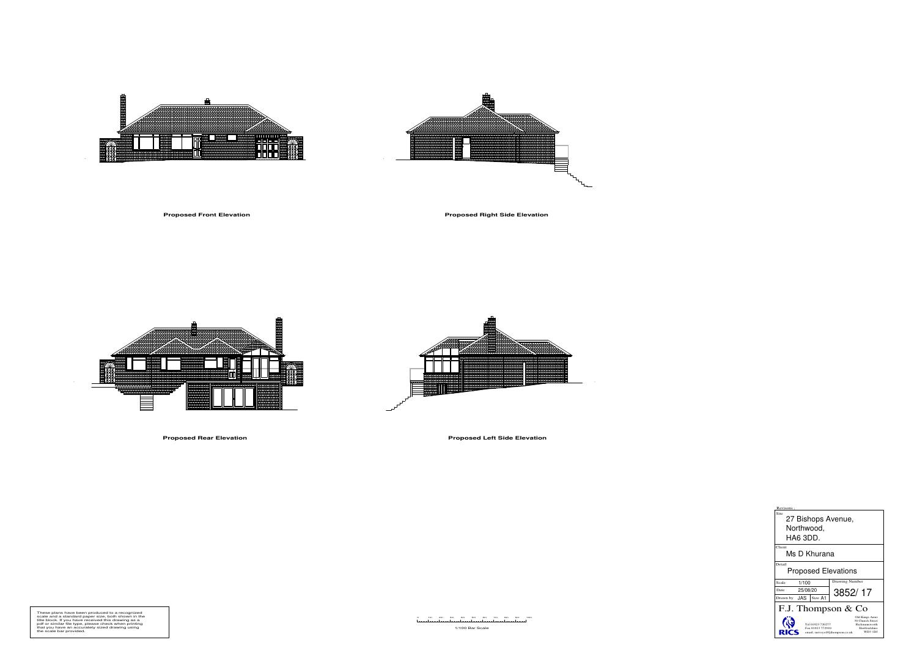Proposed Front Elevation

Proposed Right Side Elevation

Proposed Rear Elevation

Proposed Left Side Elevation

These plans have been produced to a recognized scale and a standard paper size, both shown in the title block. If you have received this drawing as a pdf or similar file type, please check when printing that you have an accurately sized drawing using the scale bar provided.

1/100 Bar Scale

Revisions :

Site
27 Bishops Avenue,
Northwood,
HA6 3DD.

Client
Ms D Khurana

Detail
Proposed Elevations

| | | | |
|---|---|---|---|
| Scale | 1/100 | | Drawing Number |
| Date | 25/08/20 | | 3852/ 17 |
| Drawn by | JAS | Size A1 | |

F.J. Thompson & Co

RICS

Tel 01923 720277
Fax 01923 772910
email: surveys@fjthompson.co.uk

Old Kings Arms
84 Church Street
Rickmansworth
Hertfordshire
WD3 1DJ